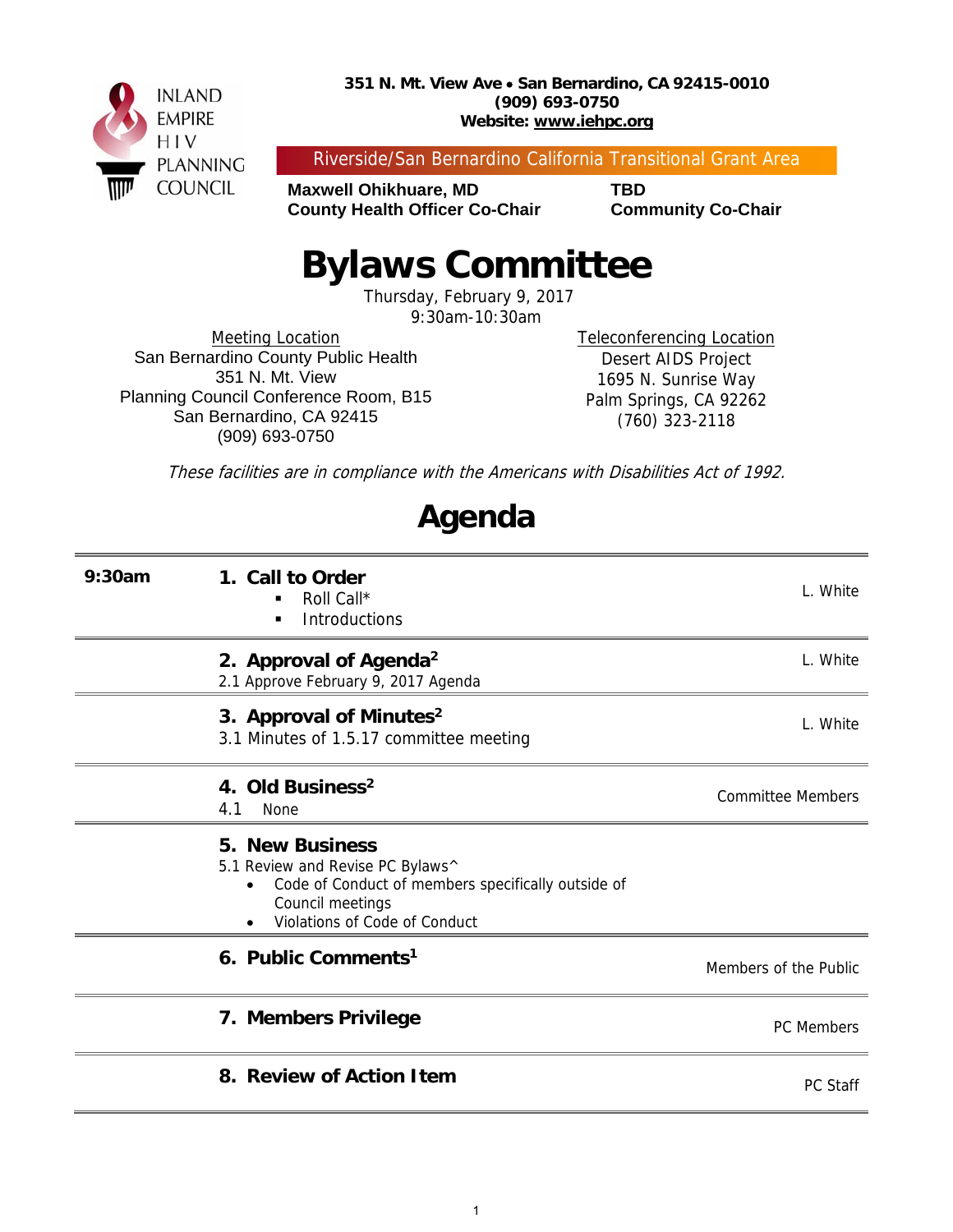INLAND EMPIRE HIV PLANNING COUNCIL

**351 N. Mt. View Ave • San Bernardino, CA 92415-0010**
**(909) 693-0750**
**Website: www.iehpc.org**

Riverside/San Bernardino California Transitional Grant Area

**Maxwell Ohikhuare, MD**
**County Health Officer Co-Chair**

**TBD**
**Community Co-Chair**

# Bylaws Committee

Thursday, February 9, 2017
9:30am-10:30am

Meeting Location
San Bernardino County Public Health
351 N. Mt. View
Planning Council Conference Room, B15
San Bernardino, CA 92415
(909) 693-0750

Teleconferencing Location
Desert AIDS Project
1695 N. Sunrise Way
Palm Springs, CA 92262
(760) 323-2118

*These facilities are in compliance with the Americans with Disabilities Act of 1992.*

# Agenda

| | | |
|---|---|---|
| **9:30am** | **1. Call to Order**<br>▪ Roll Call*<br>▪ Introductions | L. White |
| | **2. Approval of Agenda[2]**<br>2.1 Approve February 9, 2017 Agenda | L. White |
| | **3. Approval of Minutes[2]**<br>3.1 Minutes of 1.5.17 committee meeting | L. White |
| | **4. Old Business[2]**<br>4.1 None | Committee Members |
| | **5. New Business**<br>5.1 Review and Revise PC Bylaws^<br>• Code of Conduct of members specifically outside of Council meetings<br>• Violations of Code of Conduct | |
| | **6. Public Comments[1]** | Members of the Public |
| | **7. Members Privilege** | PC Members |
| | **8. Review of Action Item** | PC Staff |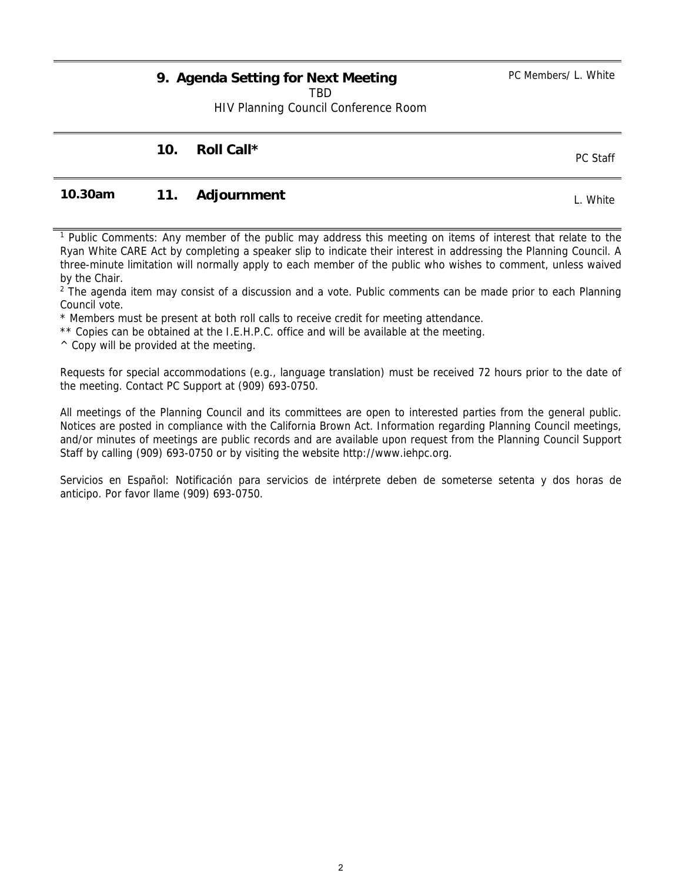| Time | Item | Presenter |
|---|---|---|
| | **9. Agenda Setting for Next Meeting**<br>TBD<br>HIV Planning Council Conference Room | PC Members/ L. White |
| | **10. Roll Call*** | PC Staff |
| **10.30am** | **11. Adjournment** | L. White |

[1] Public Comments: Any member of the public may address this meeting on items of interest that relate to the Ryan White CARE Act by completing a speaker slip to indicate their interest in addressing the Planning Council. A three-minute limitation will normally apply to each member of the public who wishes to comment, unless waived by the Chair.

[2] The agenda item may consist of a discussion and a vote. Public comments can be made prior to each Planning Council vote.

\* Members must be present at both roll calls to receive credit for meeting attendance.

** Copies can be obtained at the I.E.H.P.C. office and will be available at the meeting.

^ Copy will be provided at the meeting.

Requests for special accommodations (e.g., language translation) must be received 72 hours prior to the date of the meeting. Contact PC Support at (909) 693-0750.

All meetings of the Planning Council and its committees are open to interested parties from the general public. Notices are posted in compliance with the California Brown Act. Information regarding Planning Council meetings, and/or minutes of meetings are public records and are available upon request from the Planning Council Support Staff by calling (909) 693-0750 or by visiting the website http://www.iehpc.org.

Servicios en Español: Notificación para servicios de intérprete deben de someterse setenta y dos horas de anticipo. Por favor llame (909) 693-0750.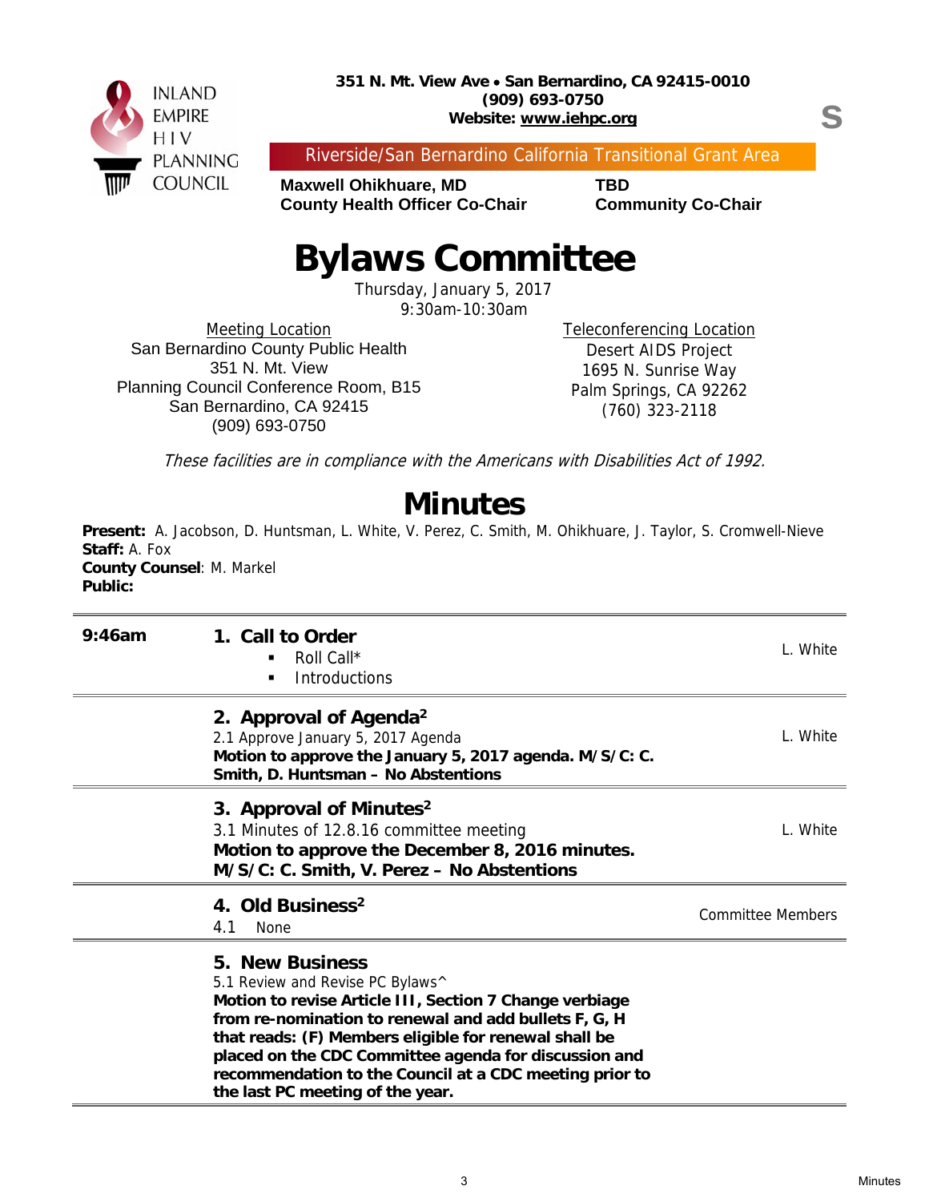INLAND EMPIRE HIV PLANNING COUNCIL

**351 N. Mt. View Ave • San Bernardino, CA 92415-0010**
**(909) 693-0750**
**Website: www.iehpc.org**

S

Riverside/San Bernardino California Transitional Grant Area

| **Maxwell Ohikhuare, MD** | **TBD** |
|---|---|
| **County Health Officer Co-Chair** | **Community Co-Chair** |

# Bylaws Committee

Thursday, January 5, 2017
9:30am-10:30am

Meeting Location
San Bernardino County Public Health
351 N. Mt. View
Planning Council Conference Room, B15
San Bernardino, CA 92415
(909) 693-0750

Teleconferencing Location
Desert AIDS Project
1695 N. Sunrise Way
Palm Springs, CA 92262
(760) 323-2118

*These facilities are in compliance with the Americans with Disabilities Act of 1992.*

# Minutes

**Present:** A. Jacobson, D. Huntsman, L. White, V. Perez, C. Smith, M. Ohikhuare, J. Taylor, S. Cromwell-Nieve
**Staff:** A. Fox
**County Counsel**: M. Markel
**Public:**

| | | |
|---|---|---|
| **9:46am** | **1. Call to Order**<br>▪ Roll Call*<br>▪ Introductions | L. White |
| | **2. Approval of Agenda**[2]<br>2.1 Approve January 5, 2017 Agenda<br>**Motion to approve the January 5, 2017 agenda. M/S/C: C. Smith, D. Huntsman – No Abstentions** | L. White |
| | **3. Approval of Minutes**[2]<br>3.1 Minutes of 12.8.16 committee meeting<br>**Motion to approve the December 8, 2016 minutes. M/S/C: C. Smith, V. Perez – No Abstentions** | L. White |
| | **4. Old Business**[2]<br>4.1 None | Committee Members |
| | **5. New Business**<br>5.1 Review and Revise PC Bylaws^<br>**Motion to revise Article III, Section 7 Change verbiage from re-nomination to renewal and add bullets F, G, H that reads: (F) Members eligible for renewal shall be placed on the CDC Committee agenda for discussion and recommendation to the Council at a CDC meeting prior to the last PC meeting of the year.** | |

Minutes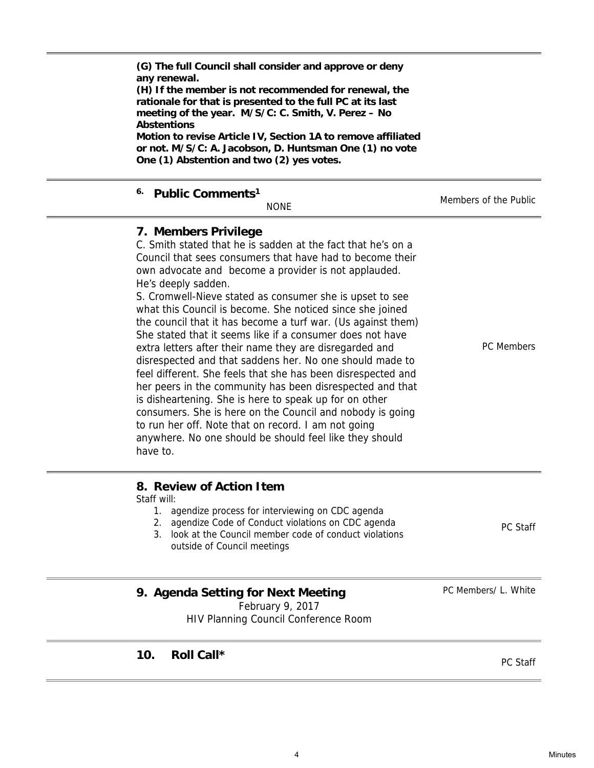**(G) The full Council shall consider and approve or deny any renewal.**
**(H) If the member is not recommended for renewal, the rationale for that is presented to the full PC at its last meeting of the year. M/S/C: C. Smith, V. Perez – No Abstentions**
**Motion to revise Article IV, Section 1A to remove affiliated or not. M/S/C: A. Jacobson, D. Huntsman One (1) no vote One (1) Abstention and two (2) yes votes.**

## 6. Public Comments[1]

NONE

Members of the Public

## 7. Members Privilege

C. Smith stated that he is sadden at the fact that he's on a Council that sees consumers that have had to become their own advocate and become a provider is not applauded. He's deeply sadden.

S. Cromwell-Nieve stated as consumer she is upset to see what this Council is become. She noticed since she joined the council that it has become a turf war. (Us against them) She stated that it seems like if a consumer does not have extra letters after their name they are disregarded and disrespected and that saddens her. No one should made to feel different. She feels that she has been disrespected and her peers in the community has been disrespected and that is disheartening. She is here to speak up for on other consumers. She is here on the Council and nobody is going to run her off. Note that on record. I am not going anywhere. No one should be should feel like they should have to.

PC Members

## 8. Review of Action Item

Staff will:

1. agendize process for interviewing on CDC agenda
2. agendize Code of Conduct violations on CDC agenda
3. look at the Council member code of conduct violations outside of Council meetings

PC Staff

## 9. Agenda Setting for Next Meeting

February 9, 2017
HIV Planning Council Conference Room

PC Members/ L. White

## 10. Roll Call*

PC Staff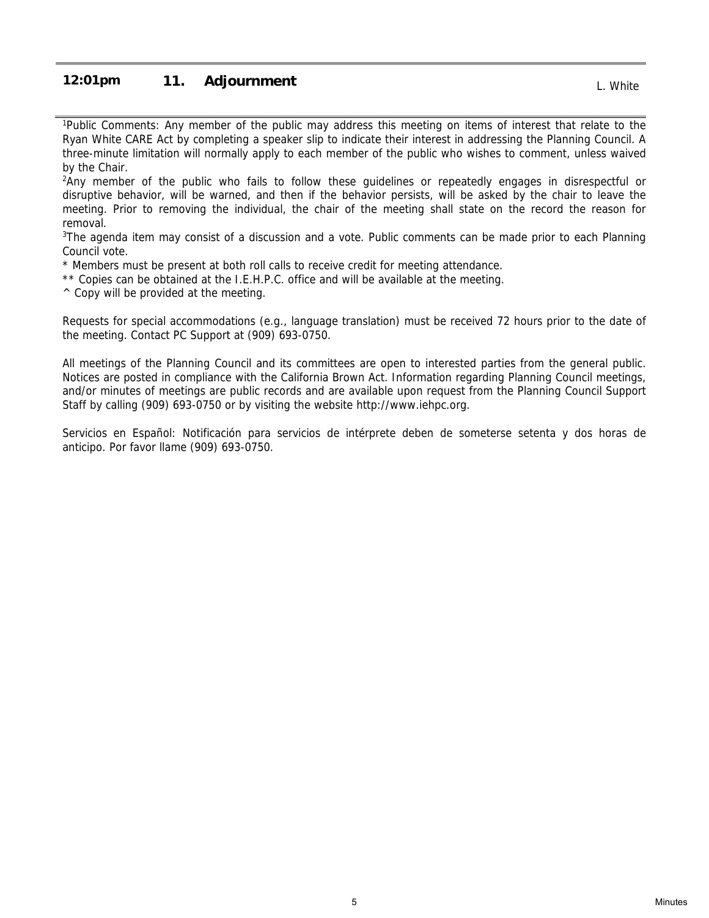| | | |
|---|---|---|
| **12:01pm** | **11. Adjournment** | L. White |

[1]Public Comments: Any member of the public may address this meeting on items of interest that relate to the Ryan White CARE Act by completing a speaker slip to indicate their interest in addressing the Planning Council. A three-minute limitation will normally apply to each member of the public who wishes to comment, unless waived by the Chair.
[2]Any member of the public who fails to follow these guidelines or repeatedly engages in disrespectful or disruptive behavior, will be warned, and then if the behavior persists, will be asked by the chair to leave the meeting. Prior to removing the individual, the chair of the meeting shall state on the record the reason for removal.
[3]The agenda item may consist of a discussion and a vote. Public comments can be made prior to each Planning Council vote.
* Members must be present at both roll calls to receive credit for meeting attendance.
** Copies can be obtained at the I.E.H.P.C. office and will be available at the meeting.
^ Copy will be provided at the meeting.

Requests for special accommodations (e.g., language translation) must be received 72 hours prior to the date of the meeting. Contact PC Support at (909) 693-0750.

All meetings of the Planning Council and its committees are open to interested parties from the general public. Notices are posted in compliance with the California Brown Act. Information regarding Planning Council meetings, and/or minutes of meetings are public records and are available upon request from the Planning Council Support Staff by calling (909) 693-0750 or by visiting the website http://www.iehpc.org.

Servicios en Español: Notificación para servicios de intérprete deben de someterse setenta y dos horas de anticipo. Por favor llame (909) 693-0750.